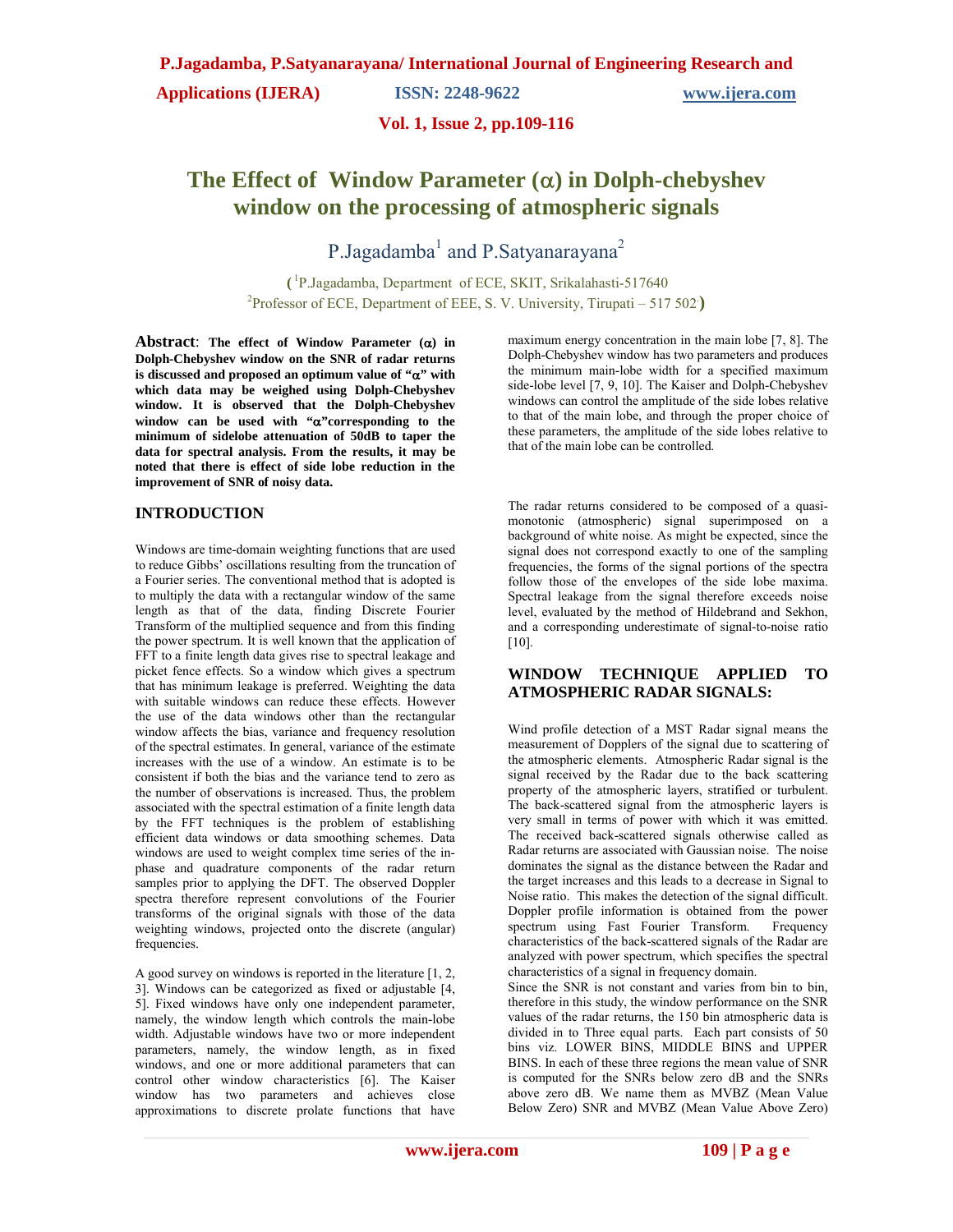# The Effect of Window Parameter (α) in Dolph-chebyshev window on the processing of atmospheric signals

P.Jagadamba[1] and P.Satyanarayana[2]

([1]P.Jagadamba, Department of ECE, SKIT, Srikalahasti-517640
[2]Professor of ECE, Department of EEE, S. V. University, Tirupati – 517 502)

**Abstract**: **The effect of Window Parameter (α) in Dolph-Chebyshev window on the SNR of radar returns is discussed and proposed an optimum value of "α" with which data may be weighed using Dolph-Chebyshev window. It is observed that the Dolph-Chebyshev window can be used with "α"corresponding to the minimum of sidelobe attenuation of 50dB to taper the data for spectral analysis. From the results, it may be noted that there is effect of side lobe reduction in the improvement of SNR of noisy data.**

## INTRODUCTION

Windows are time-domain weighting functions that are used to reduce Gibbs' oscillations resulting from the truncation of a Fourier series. The conventional method that is adopted is to multiply the data with a rectangular window of the same length as that of the data, finding Discrete Fourier Transform of the multiplied sequence and from this finding the power spectrum. It is well known that the application of FFT to a finite length data gives rise to spectral leakage and picket fence effects. So a window which gives a spectrum that has minimum leakage is preferred. Weighting the data with suitable windows can reduce these effects. However the use of the data windows other than the rectangular window affects the bias, variance and frequency resolution of the spectral estimates. In general, variance of the estimate increases with the use of a window. An estimate is to be consistent if both the bias and the variance tend to zero as the number of observations is increased. Thus, the problem associated with the spectral estimation of a finite length data by the FFT techniques is the problem of establishing efficient data windows or data smoothing schemes. Data windows are used to weight complex time series of the in-phase and quadrature components of the radar return samples prior to applying the DFT. The observed Doppler spectra therefore represent convolutions of the Fourier transforms of the original signals with those of the data weighting windows, projected onto the discrete (angular) frequencies.

A good survey on windows is reported in the literature [1, 2, 3]. Windows can be categorized as fixed or adjustable [4, 5]. Fixed windows have only one independent parameter, namely, the window length which controls the main-lobe width. Adjustable windows have two or more independent parameters, namely, the window length, as in fixed windows, and one or more additional parameters that can control other window characteristics [6]. The Kaiser window has two parameters and achieves close approximations to discrete prolate functions that have maximum energy concentration in the main lobe [7, 8]. The Dolph-Chebyshev window has two parameters and produces the minimum main-lobe width for a specified maximum side-lobe level [7, 9, 10]. The Kaiser and Dolph-Chebyshev windows can control the amplitude of the side lobes relative to that of the main lobe, and through the proper choice of these parameters, the amplitude of the side lobes relative to that of the main lobe can be controlled.

The radar returns considered to be composed of a quasi-monotonic (atmospheric) signal superimposed on a background of white noise. As might be expected, since the signal does not correspond exactly to one of the sampling frequencies, the forms of the signal portions of the spectra follow those of the envelopes of the side lobe maxima. Spectral leakage from the signal therefore exceeds noise level, evaluated by the method of Hildebrand and Sekhon, and a corresponding underestimate of signal-to-noise ratio [10].

## WINDOW TECHNIQUE APPLIED TO ATMOSPHERIC RADAR SIGNALS:

Wind profile detection of a MST Radar signal means the measurement of Dopplers of the signal due to scattering of the atmospheric elements. Atmospheric Radar signal is the signal received by the Radar due to the back scattering property of the atmospheric layers, stratified or turbulent. The back-scattered signal from the atmospheric layers is very small in terms of power with which it was emitted. The received back-scattered signals otherwise called as Radar returns are associated with Gaussian noise. The noise dominates the signal as the distance between the Radar and the target increases and this leads to a decrease in Signal to Noise ratio. This makes the detection of the signal difficult. Doppler profile information is obtained from the power spectrum using Fast Fourier Transform. Frequency characteristics of the back-scattered signals of the Radar are analyzed with power spectrum, which specifies the spectral characteristics of a signal in frequency domain.

Since the SNR is not constant and varies from bin to bin, therefore in this study, the window performance on the SNR values of the radar returns, the 150 bin atmospheric data is divided in to Three equal parts. Each part consists of 50 bins viz. LOWER BINS, MIDDLE BINS and UPPER BINS. In each of these three regions the mean value of SNR is computed for the SNRs below zero dB and the SNRs above zero dB. We name them as MVBZ (Mean Value Below Zero) SNR and MVBZ (Mean Value Above Zero)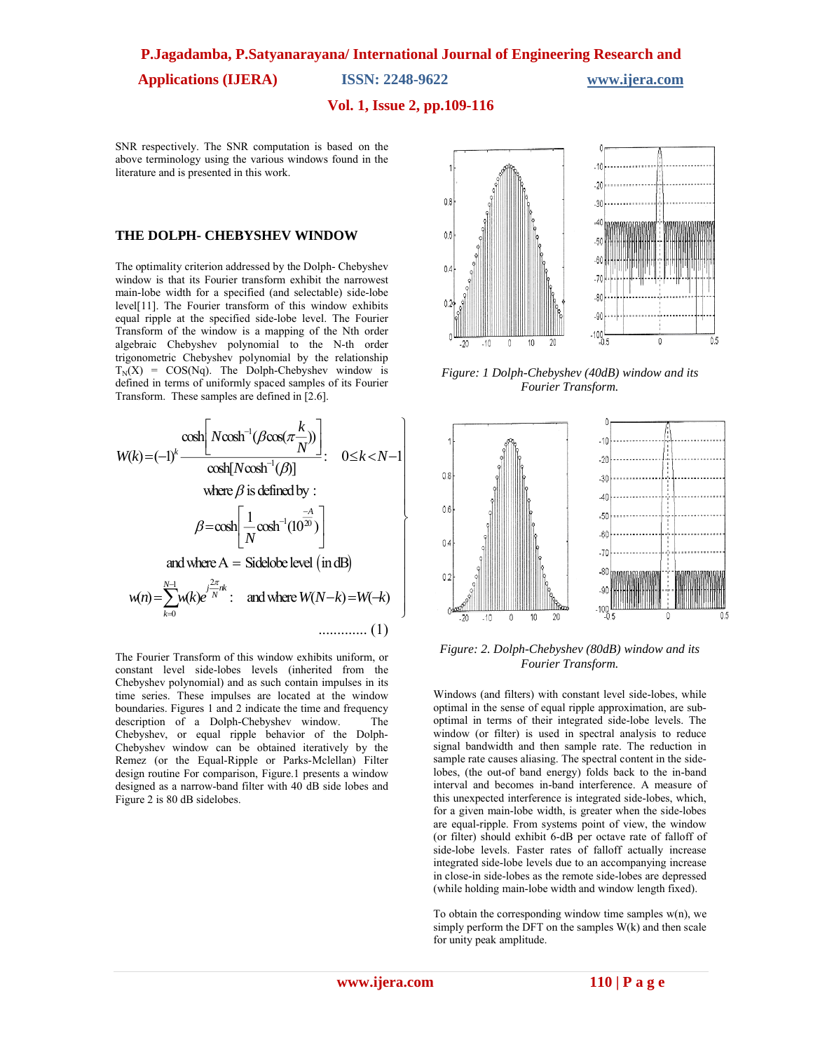SNR respectively. The SNR computation is based on the above terminology using the various windows found in the literature and is presented in this work.

## THE DOLPH- CHEBYSHEV WINDOW

The optimality criterion addressed by the Dolph- Chebyshev window is that its Fourier transform exhibit the narrowest main-lobe width for a specified (and selectable) side-lobe level[11]. The Fourier transform of this window exhibits equal ripple at the specified side-lobe level. The Fourier Transform of the window is a mapping of the Nth order algebraic Chebyshev polynomial to the N-th order trigonometric Chebyshev polynomial by the relationship $T_N(X) = COS(Nq)$. The Dolph-Chebyshev window is defined in terms of uniformly spaced samples of its Fourier Transform. These samples are defined in [2.6].

$$W(k)=(-1)^k \frac{\cosh\left[N\cosh^{-1}(\beta\cos(\pi\frac{k}{N}))\right]}{\cosh[N\cosh^{-1}(\beta)]} : \quad 0\le k<N-1$$

where $\beta$ is defined by :

$$\beta=\cosh\left[\frac{1}{N}\cosh^{-1}(10^{\frac{-A}{20}})\right]$$

and where A = Sidelobe level (in dB)

$$w(n)=\sum_{k=0}^{N-1} w(k)e^{j\frac{2\pi}{N}nk} : \quad \text{and where } W(N-k)=W(-k) \qquad \ldots\ldots\ldots\ldots (1)$$

The Fourier Transform of this window exhibits uniform, or constant level side-lobes levels (inherited from the Chebyshev polynomial) and as such contain impulses in its time series. These impulses are located at the window boundaries. Figures 1 and 2 indicate the time and frequency description of a Dolph-Chebyshev window. The Chebyshev, or equal ripple behavior of the Dolph-Chebyshev window can be obtained iteratively by the Remez (or the Equal-Ripple or Parks-Mclellan) Filter design routine For comparison, Figure.1 presents a window designed as a narrow-band filter with 40 dB side lobes and Figure 2 is 80 dB sidelobes.

*Figure: 1 Dolph-Chebyshev (40dB) window and its Fourier Transform.*

*Figure: 2. Dolph-Chebyshev (80dB) window and its Fourier Transform.*

Windows (and filters) with constant level side-lobes, while optimal in the sense of equal ripple approximation, are sub-optimal in terms of their integrated side-lobe levels. The window (or filter) is used in spectral analysis to reduce signal bandwidth and then sample rate. The reduction in sample rate causes aliasing. The spectral content in the side-lobes, (the out-of band energy) folds back to the in-band interval and becomes in-band interference. A measure of this unexpected interference is integrated side-lobes, which, for a given main-lobe width, is greater when the side-lobes are equal-ripple. From systems point of view, the window (or filter) should exhibit 6-dB per octave rate of falloff of side-lobe levels. Faster rates of falloff actually increase integrated side-lobe levels due to an accompanying increase in close-in side-lobes as the remote side-lobes are depressed (while holding main-lobe width and window length fixed).

To obtain the corresponding window time samples w(n), we simply perform the DFT on the samples W(k) and then scale for unity peak amplitude.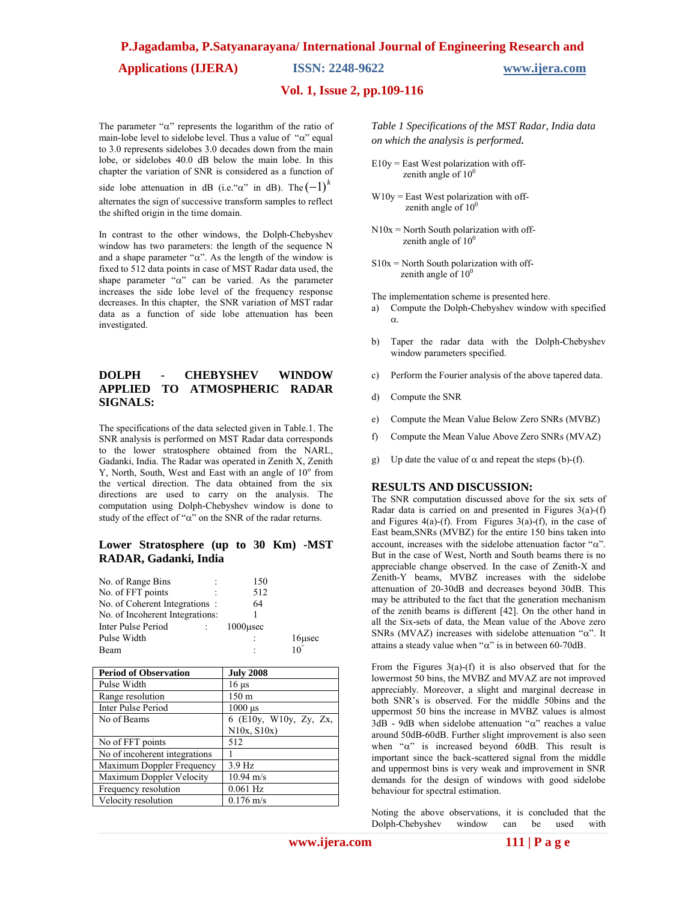The parameter "α" represents the logarithm of the ratio of main-lobe level to sidelobe level. Thus a value of "α" equal to 3.0 represents sidelobes 3.0 decades down from the main lobe, or sidelobes 40.0 dB below the main lobe. In this chapter the variation of SNR is considered as a function of side lobe attenuation in dB (i.e."α" in dB). The $(-1)^k$ alternates the sign of successive transform samples to reflect the shifted origin in the time domain.

In contrast to the other windows, the Dolph-Chebyshev window has two parameters: the length of the sequence N and a shape parameter "α". As the length of the window is fixed to 512 data points in case of MST Radar data used, the shape parameter "α" can be varied. As the parameter increases the side lobe level of the frequency response decreases. In this chapter, the SNR variation of MST radar data as a function of side lobe attenuation has been investigated.

## DOLPH - CHEBYSHEV WINDOW APPLIED TO ATMOSPHERIC RADAR SIGNALS:

The specifications of the data selected given in Table.1. The SNR analysis is performed on MST Radar data corresponds to the lower stratosphere obtained from the NARL, Gadanki, India. The Radar was operated in Zenith X, Zenith Y, North, South, West and East with an angle of $10^o$ from the vertical direction. The data obtained from the six directions are used to carry on the analysis. The computation using Dolph-Chebyshev window is done to study of the effect of "α" on the SNR of the radar returns.

### Lower Stratosphere (up to 30 Km) -MST RADAR, Gadanki, India

| | | |
|---|---|---|
| No. of Range Bins | : | 150 |
| No. of FFT points | : | 512 |
| No. of Coherent Integrations | : | 64 |
| No. of Incoherent Integrations | : | 1 |
| Inter Pulse Period | : | 1000μsec |
| Pulse Width | : | 16μsec |
| Beam | : | $10^{\circ}$ |

| Period of Observation | July 2008 |
|---|---|
| Pulse Width | 16 μs |
| Range resolution | 150 m |
| Inter Pulse Period | 1000 μs |
| No of Beams | 6 (E10y, W10y, Zy, Zx, N10x, S10x) |
| No of FFT points | 512 |
| No of incoherent integrations | 1 |
| Maximum Doppler Frequency | 3.9 Hz |
| Maximum Doppler Velocity | 10.94 m/s |
| Frequency resolution | 0.061 Hz |
| Velocity resolution | 0.176 m/s |

*Table 1 Specifications of the MST Radar, India data on which the analysis is performed.*

E10y = East West polarization with off-zenith angle of $10^0$

W10y = East West polarization with off-zenith angle of $10^0$

N10x = North South polarization with off-zenith angle of $10^0$

S10x = North South polarization with off-zenith angle of $10^0$

The implementation scheme is presented here.

a) Compute the Dolph-Chebyshev window with specified α.
b) Taper the radar data with the Dolph-Chebyshev window parameters specified.
c) Perform the Fourier analysis of the above tapered data.
d) Compute the SNR
e) Compute the Mean Value Below Zero SNRs (MVBZ)
f) Compute the Mean Value Above Zero SNRs (MVAZ)
g) Up date the value of α and repeat the steps (b)-(f).

## RESULTS AND DISCUSSION:

The SNR computation discussed above for the six sets of Radar data is carried on and presented in Figures 3(a)-(f) and Figures 4(a)-(f). From Figures 3(a)-(f), in the case of East beam,SNRs (MVBZ) for the entire 150 bins taken into account, increases with the sidelobe attenuation factor "α". But in the case of West, North and South beams there is no appreciable change observed. In the case of Zenith-X and Zenith-Y beams, MVBZ increases with the sidelobe attenuation of 20-30dB and decreases beyond 30dB. This may be attributed to the fact that the generation mechanism of the zenith beams is different [42]. On the other hand in all the Six-sets of data, the Mean value of the Above zero SNRs (MVAZ) increases with sidelobe attenuation "α". It attains a steady value when "α" is in between 60-70dB.

From the Figures 3(a)-(f) it is also observed that for the lowermost 50 bins, the MVBZ and MVAZ are not improved appreciably. Moreover, a slight and marginal decrease in both SNR's is observed. For the middle 50bins and the uppermost 50 bins the increase in MVBZ values is almost 3dB - 9dB when sidelobe attenuation "α" reaches a value around 50dB-60dB. Further slight improvement is also seen when "α" is increased beyond 60dB. This result is important since the back-scattered signal from the middle and uppermost bins is very weak and improvement in SNR demands for the design of windows with good sidelobe behaviour for spectral estimation.

Noting the above observations, it is concluded that the Dolph-Chebyshev window can be used with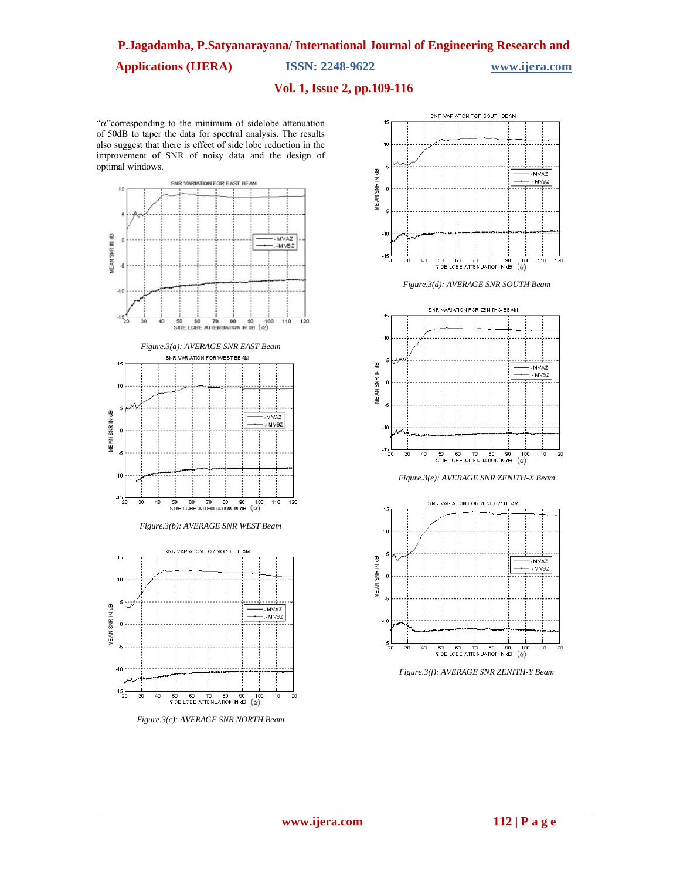"α"corresponding to the minimum of sidelobe attenuation of 50dB to taper the data for spectral analysis. The results also suggest that there is effect of side lobe reduction in the improvement of SNR of noisy data and the design of optimal windows.

*Figure.3(a): AVERAGE SNR EAST Beam*

*Figure.3(b): AVERAGE SNR WEST Beam*

*Figure.3(c): AVERAGE SNR NORTH Beam*

*Figure.3(d): AVERAGE SNR SOUTH Beam*

*Figure.3(e): AVERAGE SNR ZENITH-X Beam*

*Figure.3(f): AVERAGE SNR ZENITH-Y Beam*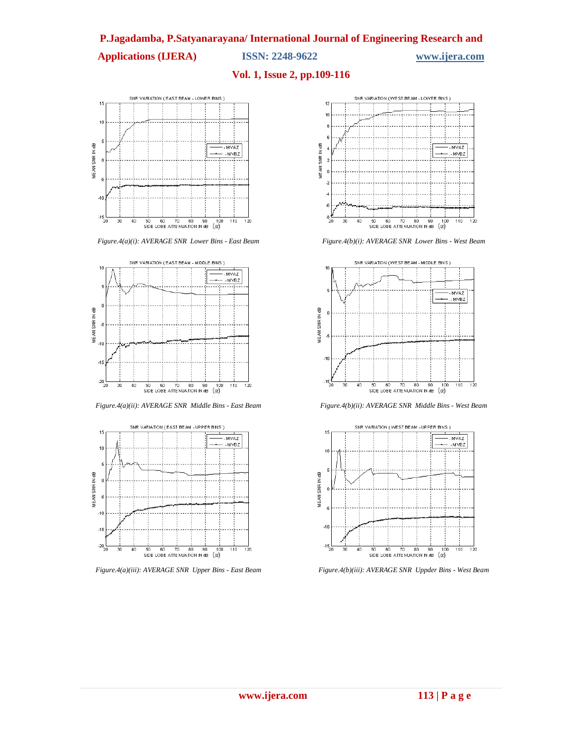*Figure.4(a)(i): AVERAGE SNR Lower Bins - East Beam*

*Figure.4(b)(i): AVERAGE SNR Lower Bins - West Beam*

*Figure.4(a)(ii): AVERAGE SNR Middle Bins - East Beam*

*Figure.4(b)(ii): AVERAGE SNR Middle Bins - West Beam*

*Figure.4(a)(iii): AVERAGE SNR Upper Bins - East Beam*

*Figure.4(b)(iii): AVERAGE SNR Uppder Bins - West Beam*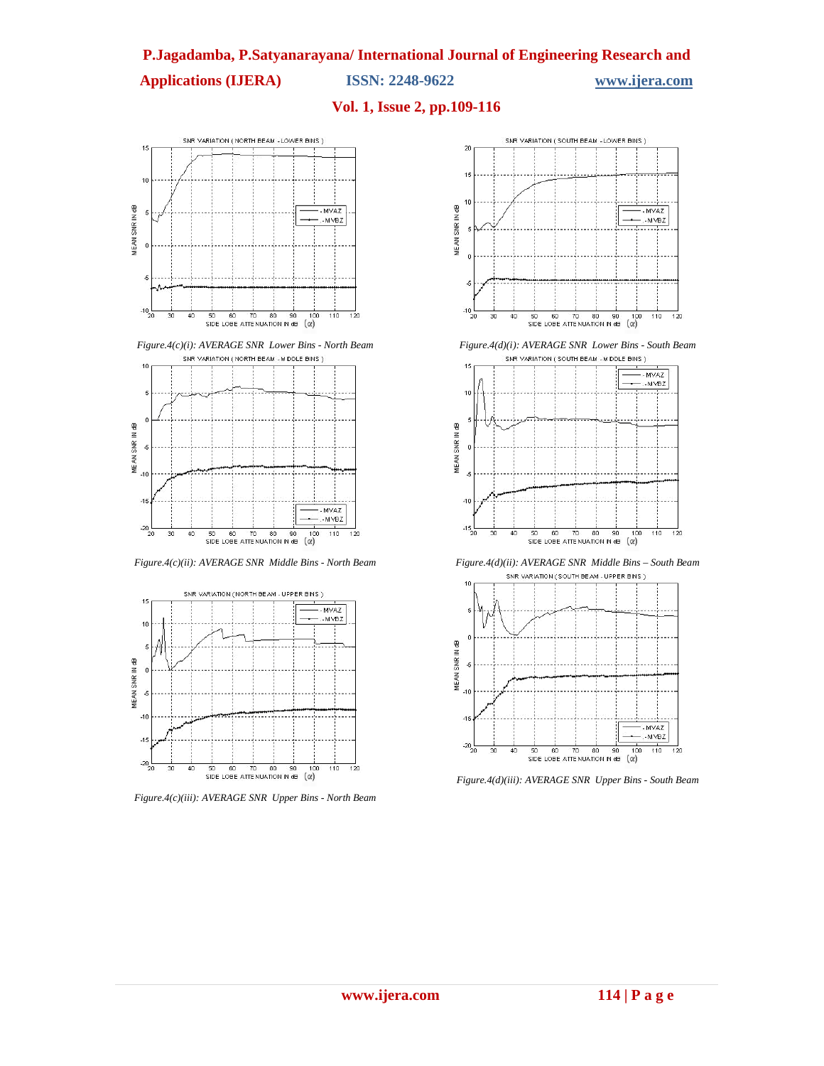Figure.4(c)(i): AVERAGE SNR Lower Bins - North Beam

Figure.4(d)(i): AVERAGE SNR Lower Bins - South Beam

Figure.4(c)(ii): AVERAGE SNR Middle Bins - North Beam

Figure.4(d)(ii): AVERAGE SNR Middle Bins – South Beam

Figure.4(c)(iii): AVERAGE SNR Upper Bins - North Beam

Figure.4(d)(iii): AVERAGE SNR Upper Bins - South Beam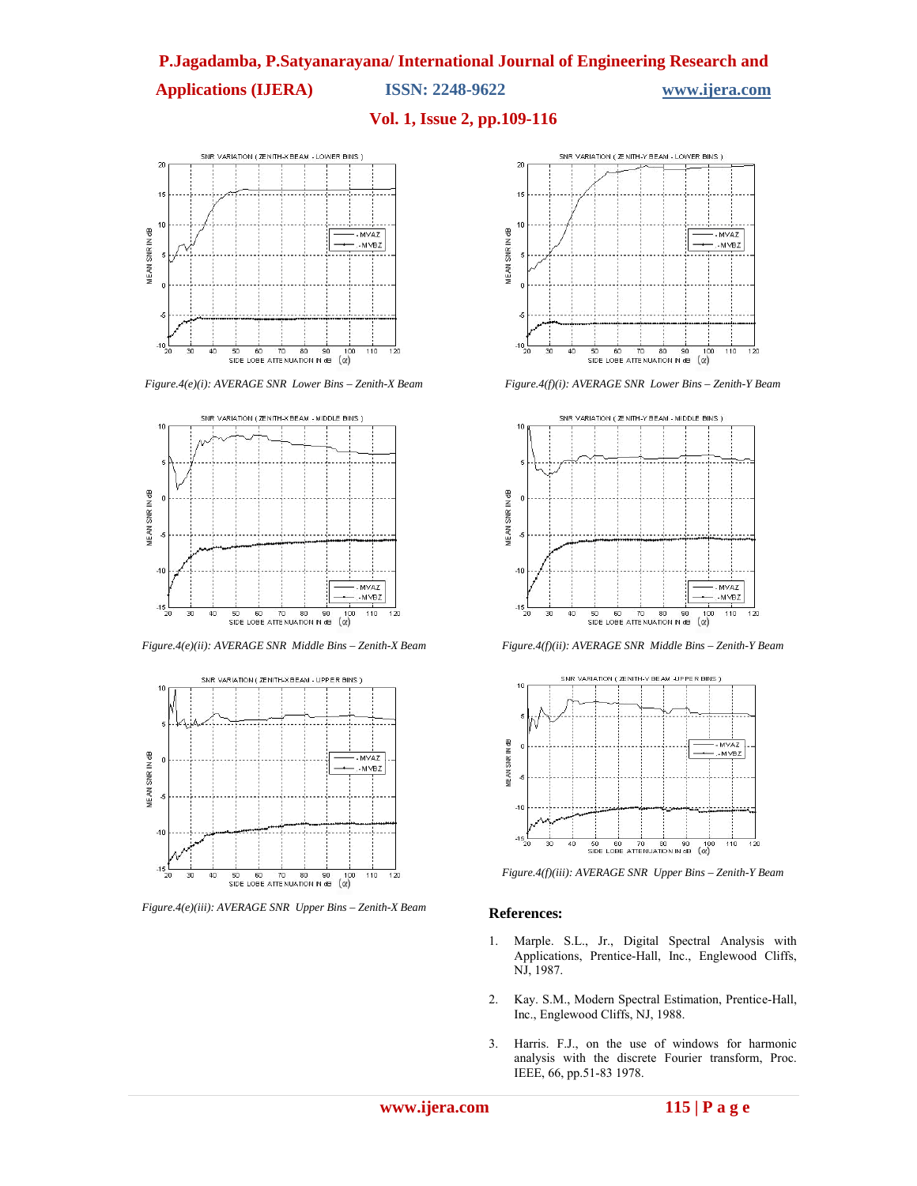*Figure.4(e)(i): AVERAGE SNR Lower Bins – Zenith-X Beam*

*Figure.4(e)(ii): AVERAGE SNR Middle Bins – Zenith-X Beam*

*Figure.4(e)(iii): AVERAGE SNR Upper Bins – Zenith-X Beam*

*Figure.4(f)(i): AVERAGE SNR Lower Bins – Zenith-Y Beam*

*Figure.4(f)(ii): AVERAGE SNR Middle Bins – Zenith-Y Beam*

*Figure.4(f)(iii): AVERAGE SNR Upper Bins – Zenith-Y Beam*

## References:

1. Marple. S.L., Jr., Digital Spectral Analysis with Applications, Prentice-Hall, Inc., Englewood Cliffs, NJ, 1987.
2. Kay. S.M., Modern Spectral Estimation, Prentice-Hall, Inc., Englewood Cliffs, NJ, 1988.
3. Harris. F.J., on the use of windows for harmonic analysis with the discrete Fourier transform, Proc. IEEE, 66, pp.51-83 1978.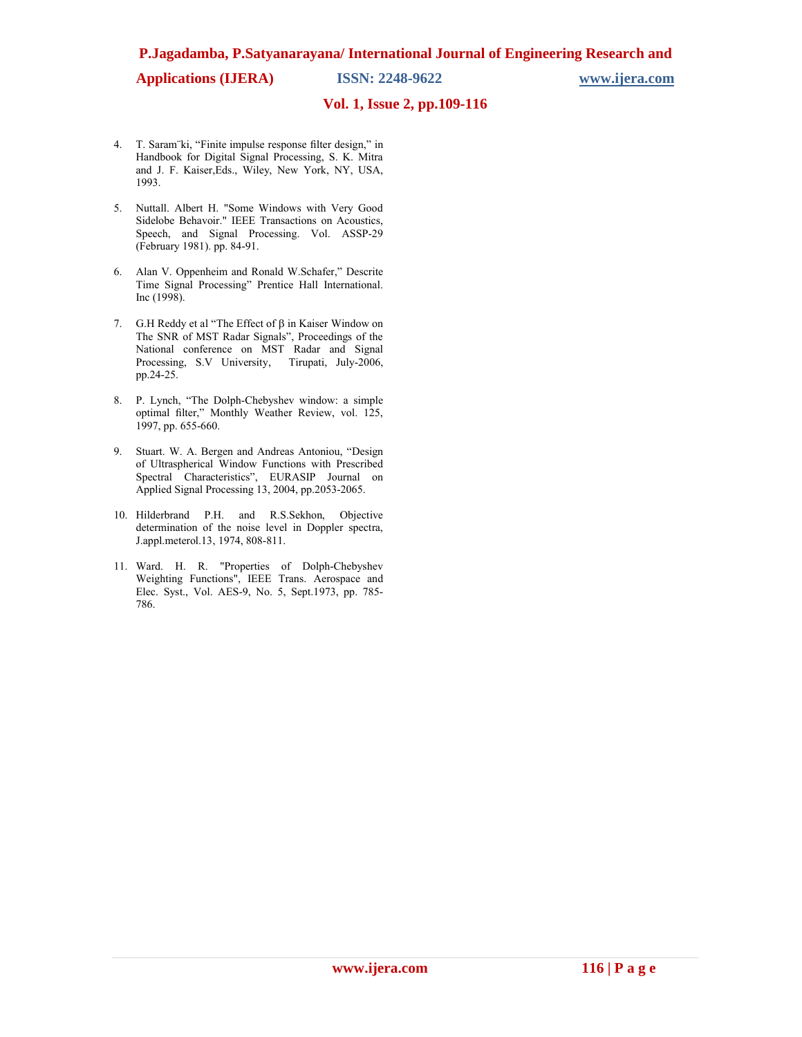4. T. Saram¨ki, "Finite impulse response filter design," in Handbook for Digital Signal Processing, S. K. Mitra and J. F. Kaiser,Eds., Wiley, New York, NY, USA, 1993.

5. Nuttall. Albert H. "Some Windows with Very Good Sidelobe Behavoir." IEEE Transactions on Acoustics, Speech, and Signal Processing. Vol. ASSP-29 (February 1981). pp. 84-91.

6. Alan V. Oppenheim and Ronald W.Schafer," Descrite Time Signal Processing" Prentice Hall International. Inc (1998).

7. G.H Reddy et al "The Effect of β in Kaiser Window on The SNR of MST Radar Signals", Proceedings of the National conference on MST Radar and Signal Processing, S.V University, Tirupati, July-2006, pp.24-25.

8. P. Lynch, "The Dolph-Chebyshev window: a simple optimal filter," Monthly Weather Review, vol. 125, 1997, pp. 655-660.

9. Stuart. W. A. Bergen and Andreas Antoniou, "Design of Ultraspherical Window Functions with Prescribed Spectral Characteristics", EURASIP Journal on Applied Signal Processing 13, 2004, pp.2053-2065.

10. Hilderbrand P.H. and R.S.Sekhon, Objective determination of the noise level in Doppler spectra, J.appl.meterol.13, 1974, 808-811.

11. Ward. H. R. "Properties of Dolph-Chebyshev Weighting Functions", IEEE Trans. Aerospace and Elec. Syst., Vol. AES-9, No. 5, Sept.1973, pp. 785-786.